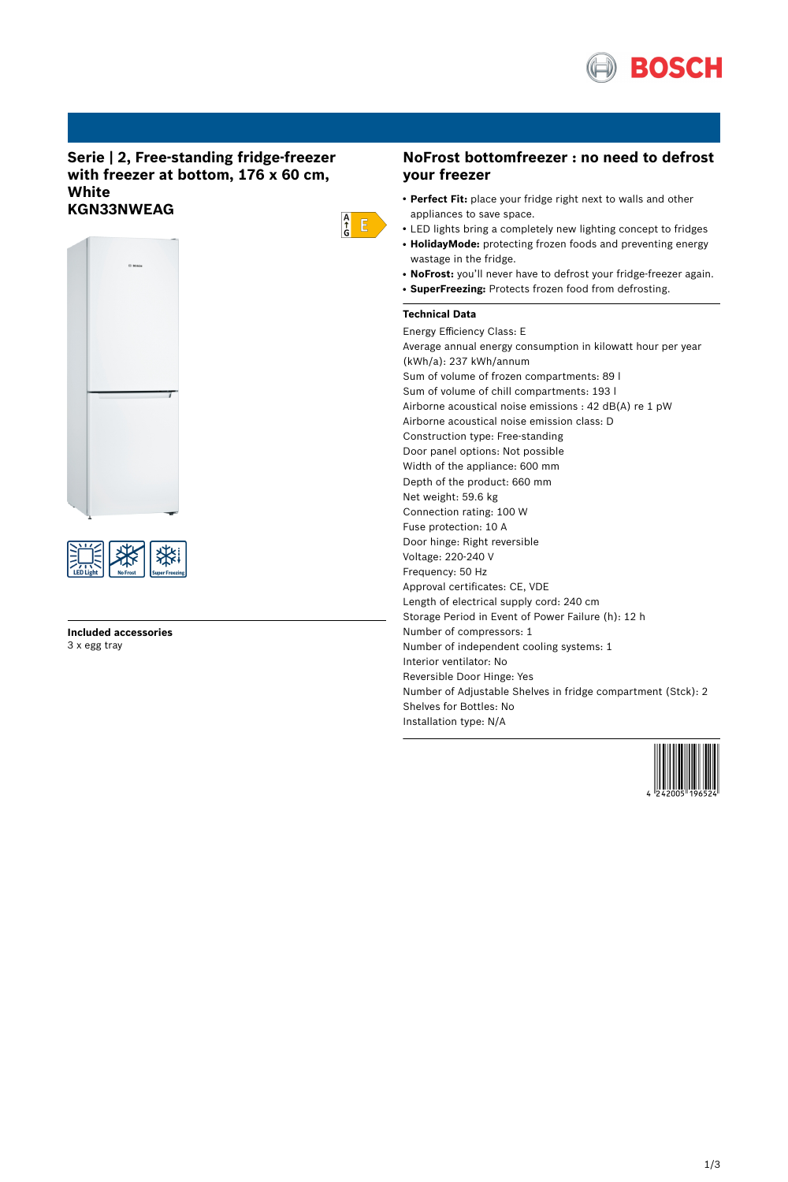# Serie | 2, Free-standing fridge-freezer with freezer at bottom, 176 x 60 cm, White
# KGN33NWEAG

E

LED Light | No Frost | Super Freezing

**Included accessories**

3 x egg tray

## NoFrost bottomfreezer : no need to defrost your freezer

- **Perfect Fit:** place your fridge right next to walls and other appliances to save space.
- LED lights bring a completely new lighting concept to fridges
- **HolidayMode:** protecting frozen foods and preventing energy wastage in the fridge.
- **NoFrost:** you'll never have to defrost your fridge-freezer again.
- **SuperFreezing:** Protects frozen food from defrosting.

**Technical Data**

Energy Efficiency Class: E
Average annual energy consumption in kilowatt hour per year (kWh/a): 237 kWh/annum
Sum of volume of frozen compartments: 89 l
Sum of volume of chill compartments: 193 l
Airborne acoustical noise emissions : 42 dB(A) re 1 pW
Airborne acoustical noise emission class: D
Construction type: Free-standing
Door panel options: Not possible
Width of the appliance: 600 mm
Depth of the product: 660 mm
Net weight: 59.6 kg
Connection rating: 100 W
Fuse protection: 10 A
Door hinge: Right reversible
Voltage: 220-240 V
Frequency: 50 Hz
Approval certificates: CE, VDE
Length of electrical supply cord: 240 cm
Storage Period in Event of Power Failure (h): 12 h
Number of compressors: 1
Number of independent cooling systems: 1
Interior ventilator: No
Reversible Door Hinge: Yes
Number of Adjustable Shelves in fridge compartment (Stck): 2
Shelves for Bottles: No
Installation type: N/A

4 242005 196524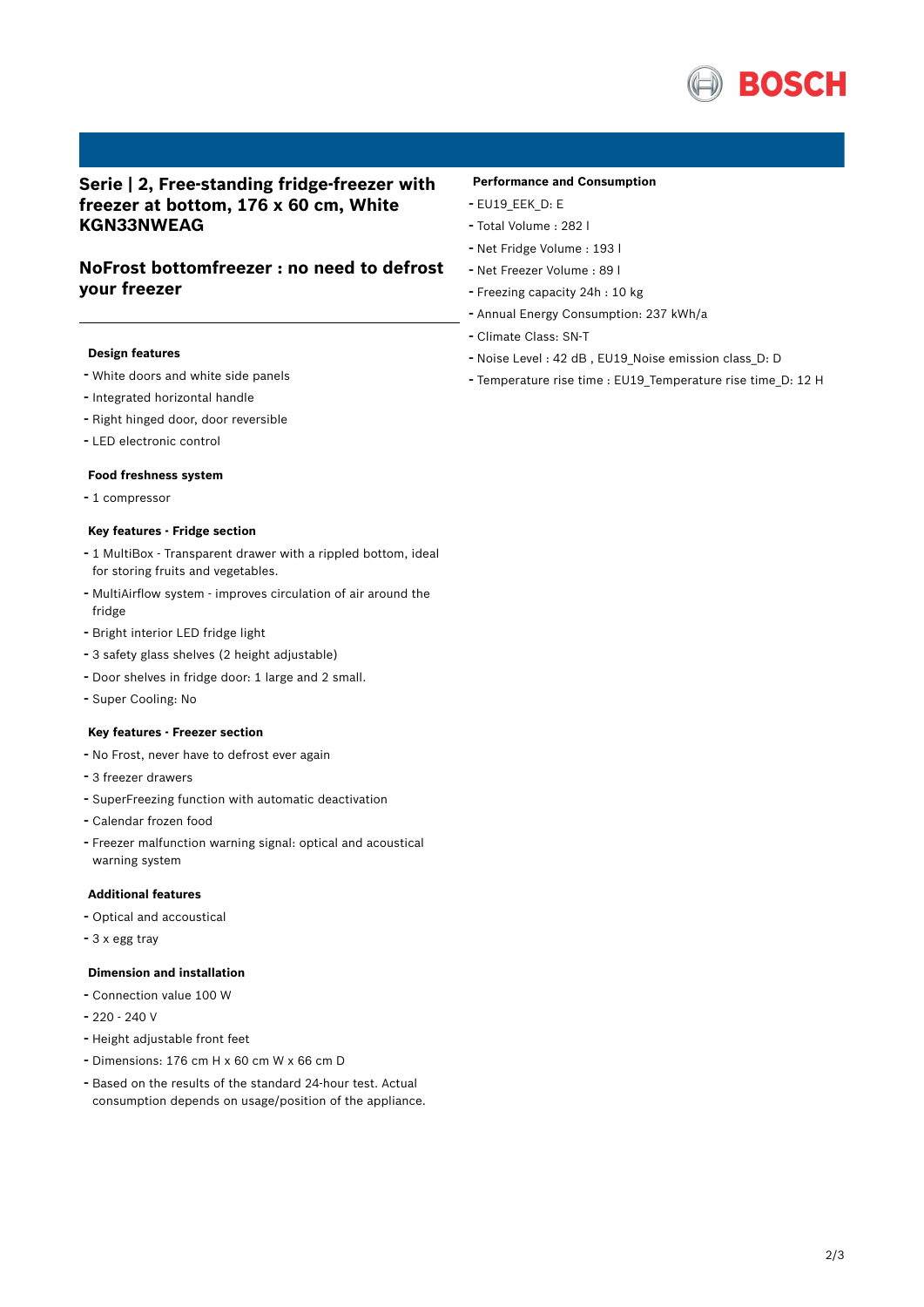# Serie | 2, Free-standing fridge-freezer with freezer at bottom, 176 x 60 cm, White KGN33NWEAG

## NoFrost bottomfreezer : no need to defrost your freezer

### Design features

- White doors and white side panels
- Integrated horizontal handle
- Right hinged door, door reversible
- LED electronic control

### Food freshness system

- 1 compressor

### Key features - Fridge section

- 1 MultiBox - Transparent drawer with a rippled bottom, ideal for storing fruits and vegetables.
- MultiAirflow system - improves circulation of air around the fridge
- Bright interior LED fridge light
- 3 safety glass shelves (2 height adjustable)
- Door shelves in fridge door: 1 large and 2 small.
- Super Cooling: No

### Key features - Freezer section

- No Frost, never have to defrost ever again
- 3 freezer drawers
- SuperFreezing function with automatic deactivation
- Calendar frozen food
- Freezer malfunction warning signal: optical and acoustical warning system

### Additional features

- Optical and accoustical
- 3 x egg tray

### Dimension and installation

- Connection value 100 W
- 220 - 240 V
- Height adjustable front feet
- Dimensions: 176 cm H x 60 cm W x 66 cm D
- Based on the results of the standard 24-hour test. Actual consumption depends on usage/position of the appliance.

### Performance and Consumption

- EU19_EEK_D: E
- Total Volume : 282 l
- Net Fridge Volume : 193 l
- Net Freezer Volume : 89 l
- Freezing capacity 24h : 10 kg
- Annual Energy Consumption: 237 kWh/a
- Climate Class: SN-T
- Noise Level : 42 dB , EU19_Noise emission class_D: D
- Temperature rise time : EU19_Temperature rise time_D: 12 H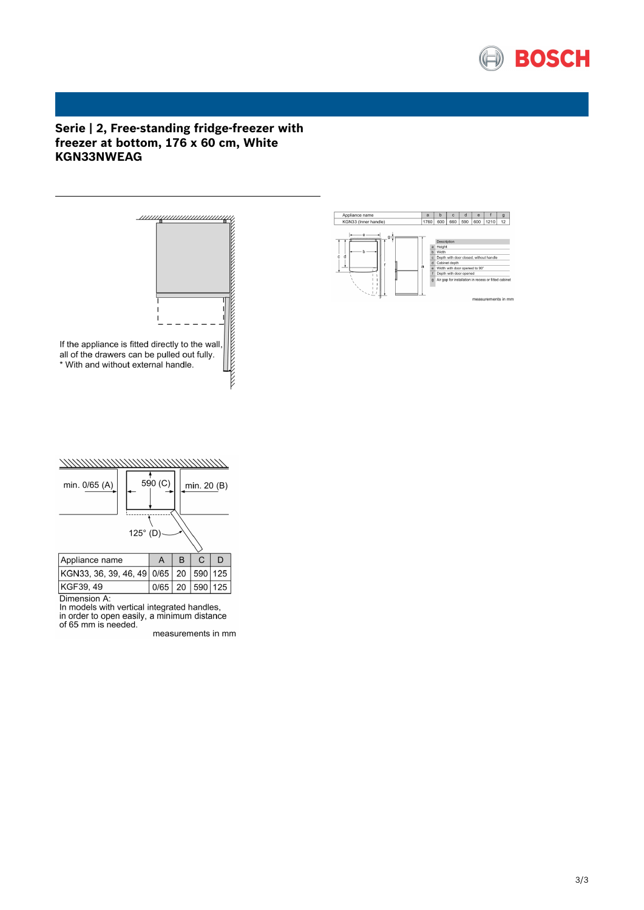# Serie | 2, Free-standing fridge-freezer with freezer at bottom, 176 x 60 cm, White KGN33NWEAG

If the appliance is fitted directly to the wall, all of the drawers can be pulled out fully.
* With and without external handle.

| Appliance name | a | b | c | d | e | f | g |
|---|---|---|---|---|---|---|---|
| KGN33 (Inner handle) | 1760 | 600 | 660 | 590 | 600 | 1210 | 12 |

| | Description |
|---|---|
| a | Height |
| b | Width |
| c | Depth with door closed, without handle |
| d | Cabinet depth |
| e | Width with door opened to 90° |
| f | Depth with door opened |
| g | Air gap for installation in recess or fitted cabinet |

measurements in mm

min. 0/65 (A)

590 (C)

min. 20 (B)

125° (D)

| Appliance name | A | B | C | D |
|---|---|---|---|---|
| KGN33, 36, 39, 46, 49 | 0/65 | 20 | 590 | 125 |
| KGF39, 49 | 0/65 | 20 | 590 | 125 |

Dimension A:
In models with vertical integrated handles, in order to open easily, a minimum distance of 65 mm is needed.

measurements in mm